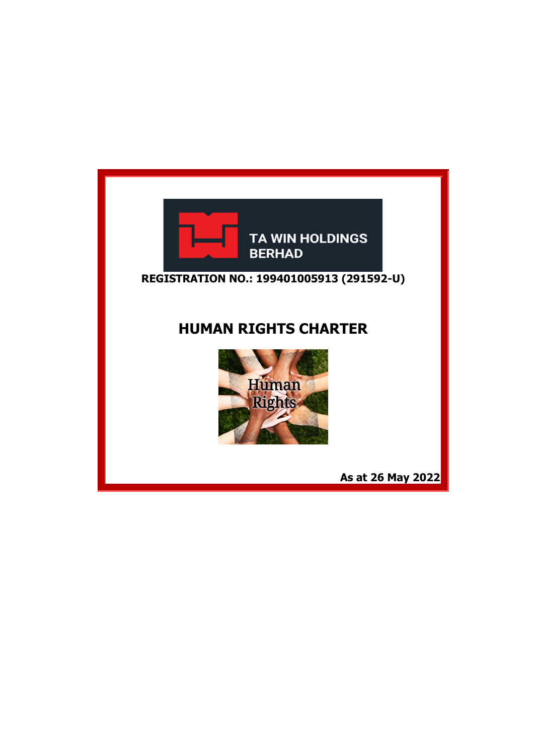TA WIN HOLDINGS BERHAD

**REGISTRATION NO.: 199401005913 (291592-U)**

# HUMAN RIGHTS CHARTER

**As at 26 May 2022**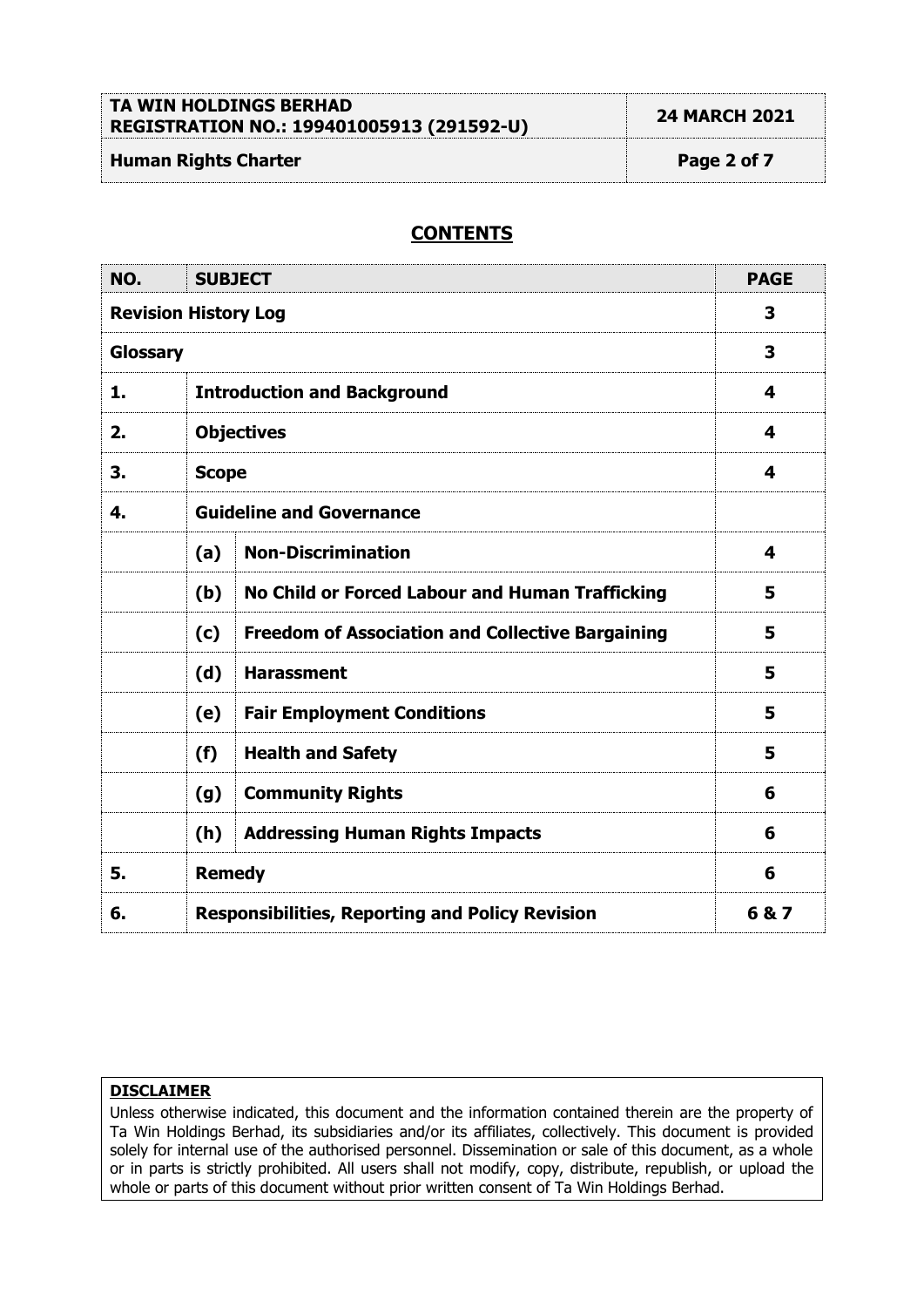## CONTENTS

| NO. | SUBJECT | | PAGE |
|---|---|---|---|
| **Revision History Log** | | | **3** |
| **Glossary** | | | **3** |
| **1.** | **Introduction and Background** | | **4** |
| **2.** | **Objectives** | | **4** |
| **3.** | **Scope** | | **4** |
| **4.** | **Guideline and Governance** | | |
| | **(a)** | **Non-Discrimination** | **4** |
| | **(b)** | **No Child or Forced Labour and Human Trafficking** | **5** |
| | **(c)** | **Freedom of Association and Collective Bargaining** | **5** |
| | **(d)** | **Harassment** | **5** |
| | **(e)** | **Fair Employment Conditions** | **5** |
| | **(f)** | **Health and Safety** | **5** |
| | **(g)** | **Community Rights** | **6** |
| | **(h)** | **Addressing Human Rights Impacts** | **6** |
| **5.** | **Remedy** | | **6** |
| **6.** | **Responsibilities, Reporting and Policy Revision** | | **6 & 7** |

**DISCLAIMER**

Unless otherwise indicated, this document and the information contained therein are the property of Ta Win Holdings Berhad, its subsidiaries and/or its affiliates, collectively. This document is provided solely for internal use of the authorised personnel. Dissemination or sale of this document, as a whole or in parts is strictly prohibited. All users shall not modify, copy, distribute, republish, or upload the whole or parts of this document without prior written consent of Ta Win Holdings Berhad.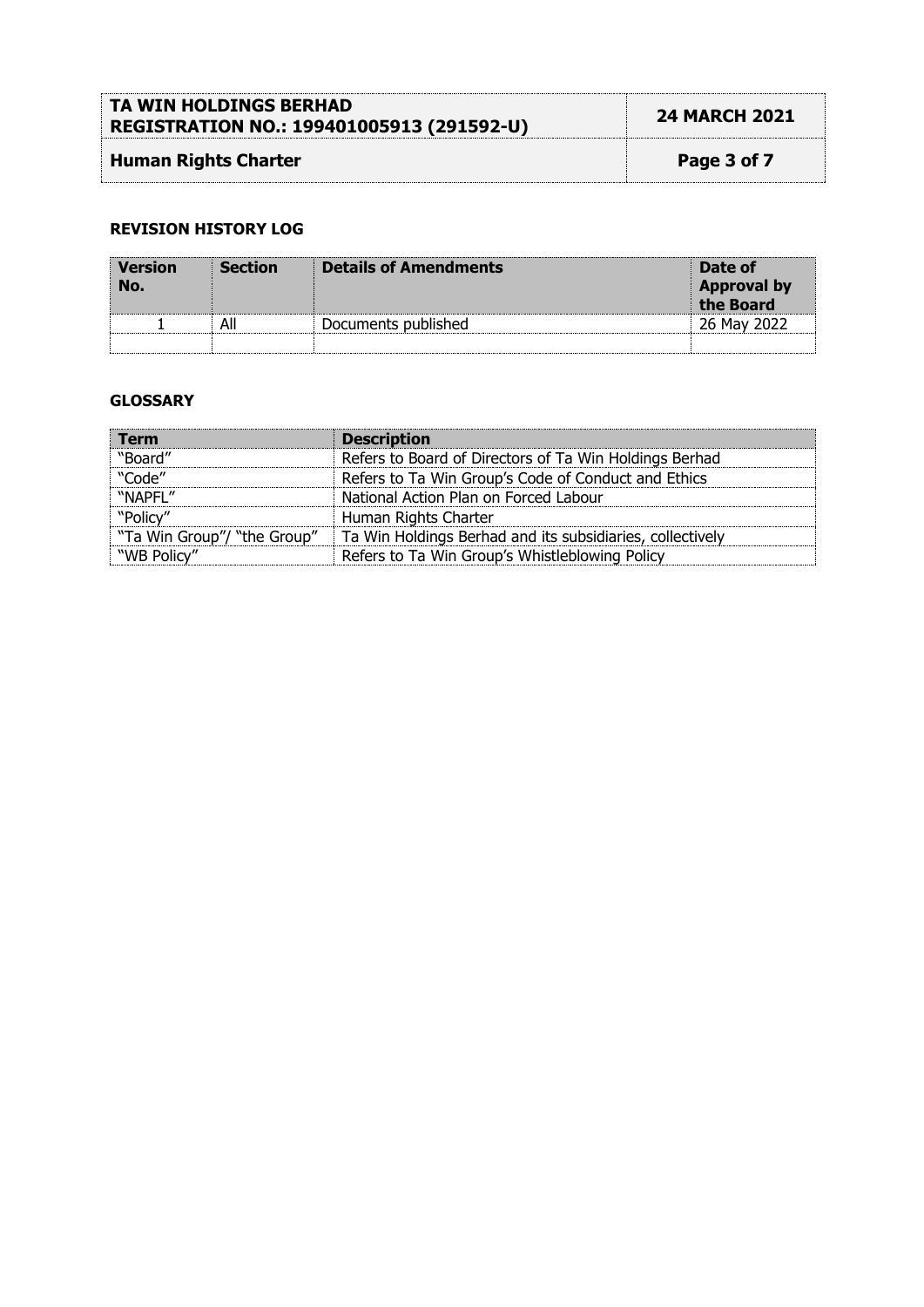## REVISION HISTORY LOG

| Version No. | Section | Details of Amendments | Date of Approval by the Board |
|---|---|---|---|
| 1 | All | Documents published | 26 May 2022 |
| | | | |

## GLOSSARY

| Term | Description |
|---|---|
| "Board" | Refers to Board of Directors of Ta Win Holdings Berhad |
| "Code" | Refers to Ta Win Group's Code of Conduct and Ethics |
| "NAPFL" | National Action Plan on Forced Labour |
| "Policy" | Human Rights Charter |
| "Ta Win Group"/ "the Group" | Ta Win Holdings Berhad and its subsidiaries, collectively |
| "WB Policy" | Refers to Ta Win Group's Whistleblowing Policy |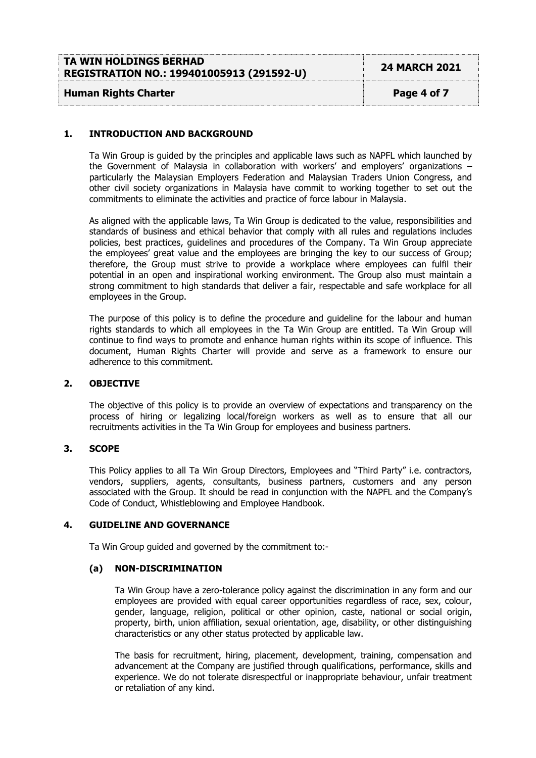## 1. INTRODUCTION AND BACKGROUND

Ta Win Group is guided by the principles and applicable laws such as NAPFL which launched by the Government of Malaysia in collaboration with workers' and employers' organizations – particularly the Malaysian Employers Federation and Malaysian Traders Union Congress, and other civil society organizations in Malaysia have commit to working together to set out the commitments to eliminate the activities and practice of force labour in Malaysia.

As aligned with the applicable laws, Ta Win Group is dedicated to the value, responsibilities and standards of business and ethical behavior that comply with all rules and regulations includes policies, best practices, guidelines and procedures of the Company. Ta Win Group appreciate the employees' great value and the employees are bringing the key to our success of Group; therefore, the Group must strive to provide a workplace where employees can fulfil their potential in an open and inspirational working environment. The Group also must maintain a strong commitment to high standards that deliver a fair, respectable and safe workplace for all employees in the Group.

The purpose of this policy is to define the procedure and guideline for the labour and human rights standards to which all employees in the Ta Win Group are entitled. Ta Win Group will continue to find ways to promote and enhance human rights within its scope of influence. This document, Human Rights Charter will provide and serve as a framework to ensure our adherence to this commitment.

## 2. OBJECTIVE

The objective of this policy is to provide an overview of expectations and transparency on the process of hiring or legalizing local/foreign workers as well as to ensure that all our recruitments activities in the Ta Win Group for employees and business partners.

## 3. SCOPE

This Policy applies to all Ta Win Group Directors, Employees and "Third Party" i.e. contractors, vendors, suppliers, agents, consultants, business partners, customers and any person associated with the Group. It should be read in conjunction with the NAPFL and the Company's Code of Conduct, Whistleblowing and Employee Handbook.

## 4. GUIDELINE AND GOVERNANCE

Ta Win Group guided and governed by the commitment to:-

### (a) NON-DISCRIMINATION

Ta Win Group have a zero-tolerance policy against the discrimination in any form and our employees are provided with equal career opportunities regardless of race, sex, colour, gender, language, religion, political or other opinion, caste, national or social origin, property, birth, union affiliation, sexual orientation, age, disability, or other distinguishing characteristics or any other status protected by applicable law.

The basis for recruitment, hiring, placement, development, training, compensation and advancement at the Company are justified through qualifications, performance, skills and experience. We do not tolerate disrespectful or inappropriate behaviour, unfair treatment or retaliation of any kind.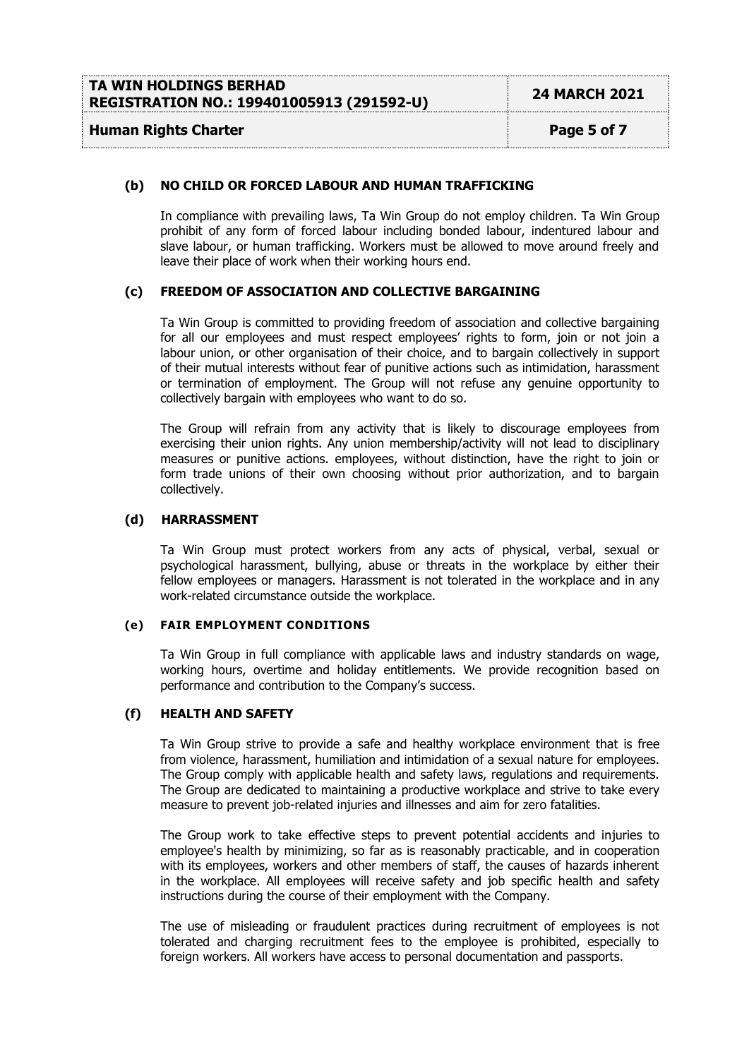### (b) NO CHILD OR FORCED LABOUR AND HUMAN TRAFFICKING

In compliance with prevailing laws, Ta Win Group do not employ children. Ta Win Group prohibit of any form of forced labour including bonded labour, indentured labour and slave labour, or human trafficking. Workers must be allowed to move around freely and leave their place of work when their working hours end.

### (c) FREEDOM OF ASSOCIATION AND COLLECTIVE BARGAINING

Ta Win Group is committed to providing freedom of association and collective bargaining for all our employees and must respect employees' rights to form, join or not join a labour union, or other organisation of their choice, and to bargain collectively in support of their mutual interests without fear of punitive actions such as intimidation, harassment or termination of employment. The Group will not refuse any genuine opportunity to collectively bargain with employees who want to do so.

The Group will refrain from any activity that is likely to discourage employees from exercising their union rights. Any union membership/activity will not lead to disciplinary measures or punitive actions. employees, without distinction, have the right to join or form trade unions of their own choosing without prior authorization, and to bargain collectively.

### (d) HARRASSMENT

Ta Win Group must protect workers from any acts of physical, verbal, sexual or psychological harassment, bullying, abuse or threats in the workplace by either their fellow employees or managers. Harassment is not tolerated in the workplace and in any work-related circumstance outside the workplace.

### (e) FAIR EMPLOYMENT CONDITIONS

Ta Win Group in full compliance with applicable laws and industry standards on wage, working hours, overtime and holiday entitlements. We provide recognition based on performance and contribution to the Company's success.

### (f) HEALTH AND SAFETY

Ta Win Group strive to provide a safe and healthy workplace environment that is free from violence, harassment, humiliation and intimidation of a sexual nature for employees. The Group comply with applicable health and safety laws, regulations and requirements. The Group are dedicated to maintaining a productive workplace and strive to take every measure to prevent job-related injuries and illnesses and aim for zero fatalities.

The Group work to take effective steps to prevent potential accidents and injuries to employee's health by minimizing, so far as is reasonably practicable, and in cooperation with its employees, workers and other members of staff, the causes of hazards inherent in the workplace. All employees will receive safety and job specific health and safety instructions during the course of their employment with the Company.

The use of misleading or fraudulent practices during recruitment of employees is not tolerated and charging recruitment fees to the employee is prohibited, especially to foreign workers. All workers have access to personal documentation and passports.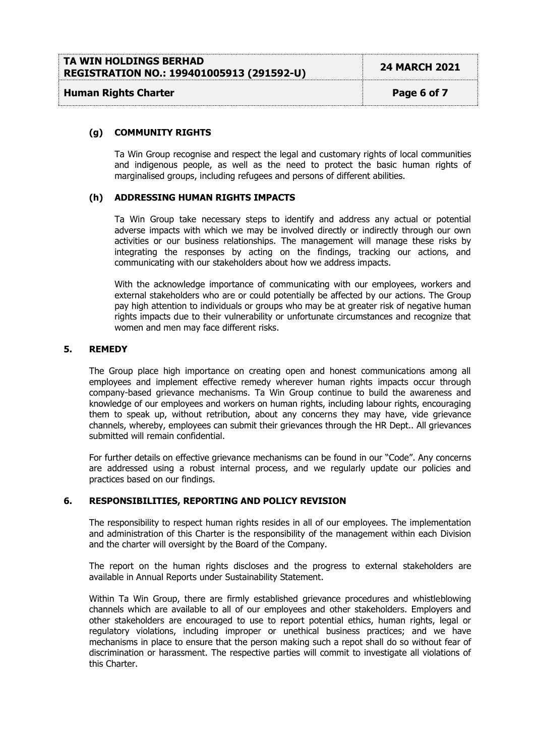### (g) COMMUNITY RIGHTS

Ta Win Group recognise and respect the legal and customary rights of local communities and indigenous people, as well as the need to protect the basic human rights of marginalised groups, including refugees and persons of different abilities.

### (h) ADDRESSING HUMAN RIGHTS IMPACTS

Ta Win Group take necessary steps to identify and address any actual or potential adverse impacts with which we may be involved directly or indirectly through our own activities or our business relationships. The management will manage these risks by integrating the responses by acting on the findings, tracking our actions, and communicating with our stakeholders about how we address impacts.

With the acknowledge importance of communicating with our employees, workers and external stakeholders who are or could potentially be affected by our actions. The Group pay high attention to individuals or groups who may be at greater risk of negative human rights impacts due to their vulnerability or unfortunate circumstances and recognize that women and men may face different risks.

## 5. REMEDY

The Group place high importance on creating open and honest communications among all employees and implement effective remedy wherever human rights impacts occur through company-based grievance mechanisms. Ta Win Group continue to build the awareness and knowledge of our employees and workers on human rights, including labour rights, encouraging them to speak up, without retribution, about any concerns they may have, vide grievance channels, whereby, employees can submit their grievances through the HR Dept.. All grievances submitted will remain confidential.

For further details on effective grievance mechanisms can be found in our "Code". Any concerns are addressed using a robust internal process, and we regularly update our policies and practices based on our findings.

## 6. RESPONSIBILITIES, REPORTING AND POLICY REVISION

The responsibility to respect human rights resides in all of our employees. The implementation and administration of this Charter is the responsibility of the management within each Division and the charter will oversight by the Board of the Company.

The report on the human rights discloses and the progress to external stakeholders are available in Annual Reports under Sustainability Statement.

Within Ta Win Group, there are firmly established grievance procedures and whistleblowing channels which are available to all of our employees and other stakeholders. Employers and other stakeholders are encouraged to use to report potential ethics, human rights, legal or regulatory violations, including improper or unethical business practices; and we have mechanisms in place to ensure that the person making such a repot shall do so without fear of discrimination or harassment. The respective parties will commit to investigate all violations of this Charter.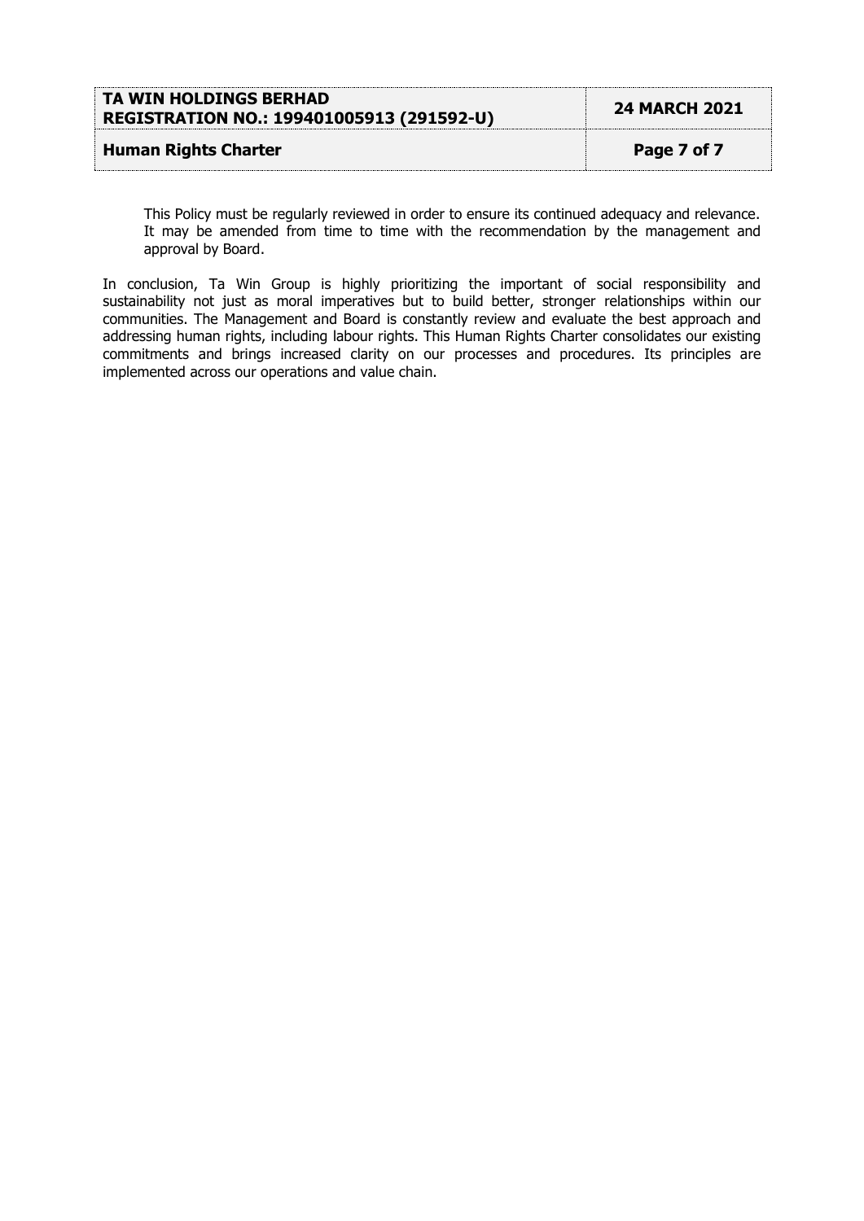This Policy must be regularly reviewed in order to ensure its continued adequacy and relevance. It may be amended from time to time with the recommendation by the management and approval by Board.

In conclusion, Ta Win Group is highly prioritizing the important of social responsibility and sustainability not just as moral imperatives but to build better, stronger relationships within our communities. The Management and Board is constantly review and evaluate the best approach and addressing human rights, including labour rights. This Human Rights Charter consolidates our existing commitments and brings increased clarity on our processes and procedures. Its principles are implemented across our operations and value chain.